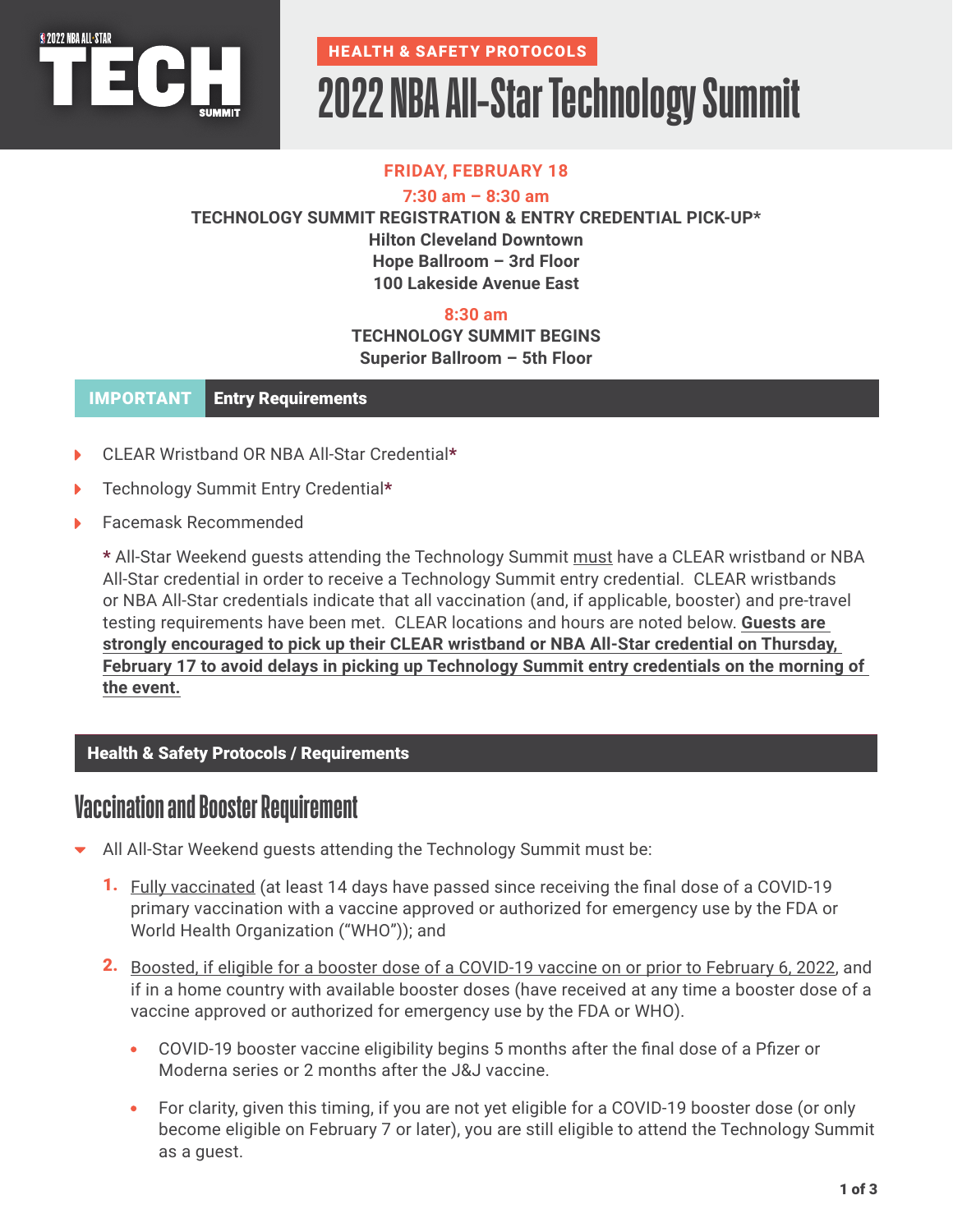2022 NBA ALL-STAR TECH SUMMIT

**HEALTH & SAFETY PROTOCOLS**

# 2022 NBA All-Star Technology Summit

**FRIDAY, FEBRUARY 18**

**7:30 am – 8:30 am**
**TECHNOLOGY SUMMIT REGISTRATION & ENTRY CREDENTIAL PICK-UP***
**Hilton Cleveland Downtown**
**Hope Ballroom – 3rd Floor**
**100 Lakeside Avenue East**

**8:30 am**
**TECHNOLOGY SUMMIT BEGINS**
**Superior Ballroom – 5th Floor**

## IMPORTANT Entry Requirements

- CLEAR Wristband OR NBA All-Star Credential*
- Technology Summit Entry Credential*
- Facemask Recommended

\* All-Star Weekend guests attending the Technology Summit must have a CLEAR wristband or NBA All-Star credential in order to receive a Technology Summit entry credential. CLEAR wristbands or NBA All-Star credentials indicate that all vaccination (and, if applicable, booster) and pre-travel testing requirements have been met. CLEAR locations and hours are noted below. **Guests are strongly encouraged to pick up their CLEAR wristband or NBA All-Star credential on Thursday, February 17 to avoid delays in picking up Technology Summit entry credentials on the morning of the event.**

## Health & Safety Protocols / Requirements

### Vaccination and Booster Requirement

- All All-Star Weekend guests attending the Technology Summit must be:
  1. Fully vaccinated (at least 14 days have passed since receiving the final dose of a COVID-19 primary vaccination with a vaccine approved or authorized for emergency use by the FDA or World Health Organization ("WHO")); and
  2. Boosted, if eligible for a booster dose of a COVID-19 vaccine on or prior to February 6, 2022, and if in a home country with available booster doses (have received at any time a booster dose of a vaccine approved or authorized for emergency use by the FDA or WHO).
     - COVID-19 booster vaccine eligibility begins 5 months after the final dose of a Pfizer or Moderna series or 2 months after the J&J vaccine.
     - For clarity, given this timing, if you are not yet eligible for a COVID-19 booster dose (or only become eligible on February 7 or later), you are still eligible to attend the Technology Summit as a guest.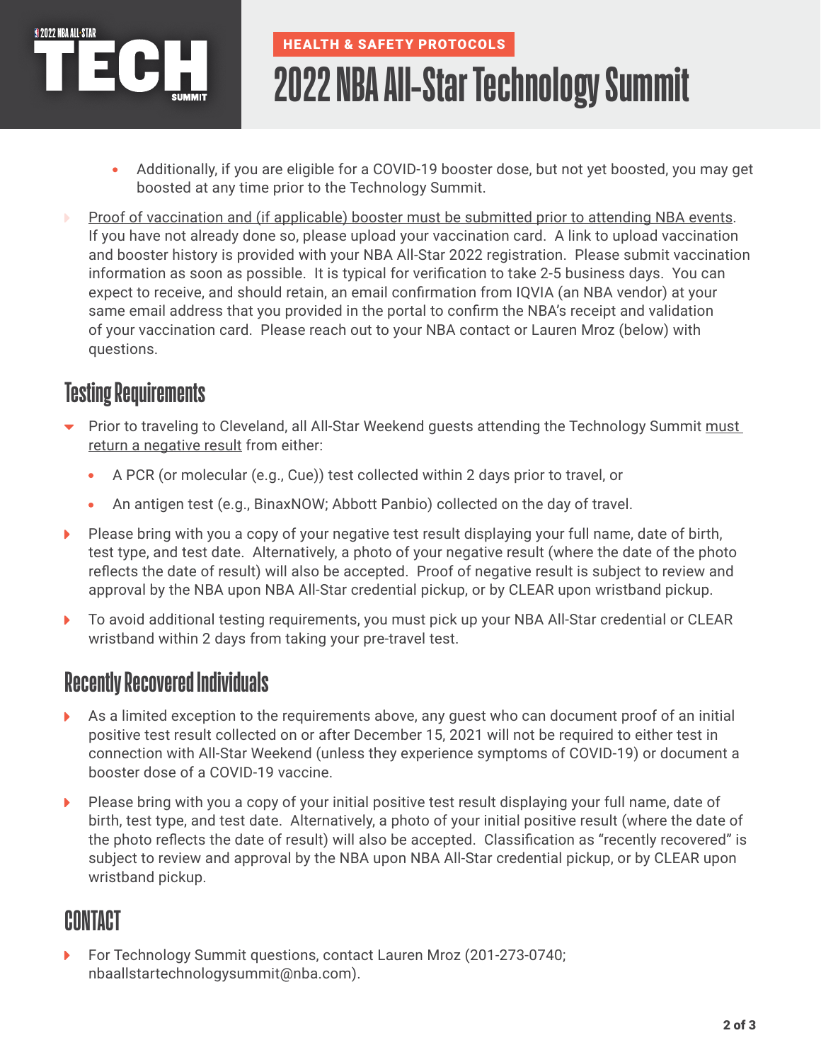- Additionally, if you are eligible for a COVID-19 booster dose, but not yet boosted, you may get boosted at any time prior to the Technology Summit.

- Proof of vaccination and (if applicable) booster must be submitted prior to attending NBA events. If you have not already done so, please upload your vaccination card. A link to upload vaccination and booster history is provided with your NBA All-Star 2022 registration. Please submit vaccination information as soon as possible. It is typical for verification to take 2-5 business days. You can expect to receive, and should retain, an email confirmation from IQVIA (an NBA vendor) at your same email address that you provided in the portal to confirm the NBA's receipt and validation of your vaccination card. Please reach out to your NBA contact or Lauren Mroz (below) with questions.

## Testing Requirements

- Prior to traveling to Cleveland, all All-Star Weekend guests attending the Technology Summit must return a negative result from either:
  - A PCR (or molecular (e.g., Cue)) test collected within 2 days prior to travel, or
  - An antigen test (e.g., BinaxNOW; Abbott Panbio) collected on the day of travel.
- Please bring with you a copy of your negative test result displaying your full name, date of birth, test type, and test date. Alternatively, a photo of your negative result (where the date of the photo reflects the date of result) will also be accepted. Proof of negative result is subject to review and approval by the NBA upon NBA All-Star credential pickup, or by CLEAR upon wristband pickup.
- To avoid additional testing requirements, you must pick up your NBA All-Star credential or CLEAR wristband within 2 days from taking your pre-travel test.

## Recently Recovered Individuals

- As a limited exception to the requirements above, any guest who can document proof of an initial positive test result collected on or after December 15, 2021 will not be required to either test in connection with All-Star Weekend (unless they experience symptoms of COVID-19) or document a booster dose of a COVID-19 vaccine.
- Please bring with you a copy of your initial positive test result displaying your full name, date of birth, test type, and test date. Alternatively, a photo of your initial positive result (where the date of the photo reflects the date of result) will also be accepted. Classification as "recently recovered" is subject to review and approval by the NBA upon NBA All-Star credential pickup, or by CLEAR upon wristband pickup.

## CONTACT

- For Technology Summit questions, contact Lauren Mroz (201-273-0740; nbaallstartechnologysummit@nba.com).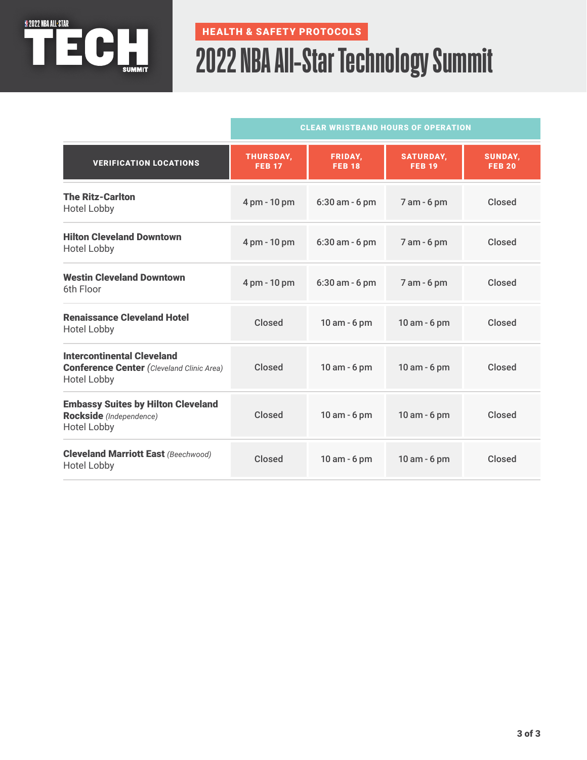**HEALTH & SAFETY PROTOCOLS**

# 2022 NBA All-Star Technology Summit

| | CLEAR WRISTBAND HOURS OF OPERATION | | | |
|---|---|---|---|---|
| VERIFICATION LOCATIONS | THURSDAY, FEB 17 | FRIDAY, FEB 18 | SATURDAY, FEB 19 | SUNDAY, FEB 20 |
| **The Ritz-Carlton** Hotel Lobby | 4 pm - 10 pm | 6:30 am - 6 pm | 7 am - 6 pm | Closed |
| **Hilton Cleveland Downtown** Hotel Lobby | 4 pm - 10 pm | 6:30 am - 6 pm | 7 am - 6 pm | Closed |
| **Westin Cleveland Downtown** 6th Floor | 4 pm - 10 pm | 6:30 am - 6 pm | 7 am - 6 pm | Closed |
| **Renaissance Cleveland Hotel** Hotel Lobby | Closed | 10 am - 6 pm | 10 am - 6 pm | Closed |
| **Intercontinental Cleveland Conference Center** *(Cleveland Clinic Area)* Hotel Lobby | Closed | 10 am - 6 pm | 10 am - 6 pm | Closed |
| **Embassy Suites by Hilton Cleveland Rockside** *(Independence)* Hotel Lobby | Closed | 10 am - 6 pm | 10 am - 6 pm | Closed |
| **Cleveland Marriott East** *(Beechwood)* Hotel Lobby | Closed | 10 am - 6 pm | 10 am - 6 pm | Closed |